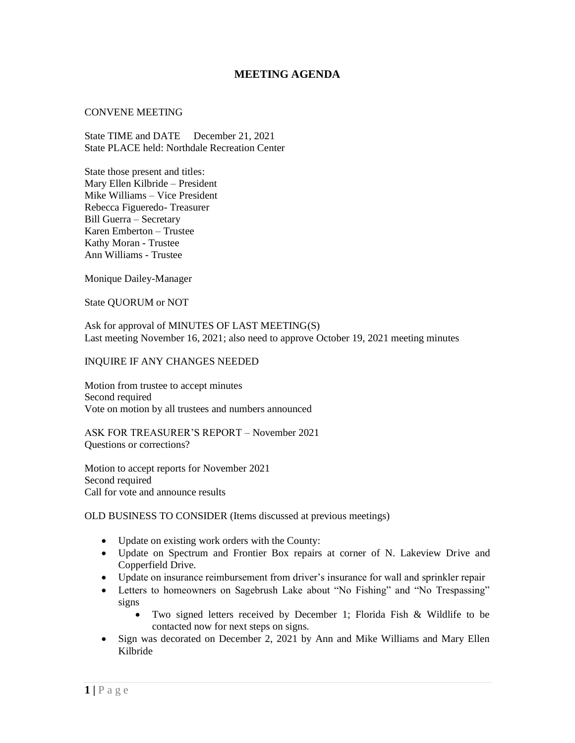# MEETING AGENDA

CONVENE MEETING

State TIME and DATE  December 21, 2021
State PLACE held: Northdale Recreation Center

State those present and titles:
Mary Ellen Kilbride – President
Mike Williams – Vice President
Rebecca Figueredo- Treasurer
Bill Guerra – Secretary
Karen Emberton – Trustee
Kathy Moran - Trustee
Ann Williams - Trustee

Monique Dailey-Manager

State QUORUM or NOT

Ask for approval of MINUTES OF LAST MEETING(S)
Last meeting November 16, 2021; also need to approve October 19, 2021 meeting minutes

INQUIRE IF ANY CHANGES NEEDED

Motion from trustee to accept minutes
Second required
Vote on motion by all trustees and numbers announced

ASK FOR TREASURER'S REPORT – November 2021
Questions or corrections?

Motion to accept reports for November 2021
Second required
Call for vote and announce results

OLD BUSINESS TO CONSIDER (Items discussed at previous meetings)

- Update on existing work orders with the County:
- Update on Spectrum and Frontier Box repairs at corner of N. Lakeview Drive and Copperfield Drive.
- Update on insurance reimbursement from driver's insurance for wall and sprinkler repair
- Letters to homeowners on Sagebrush Lake about "No Fishing" and "No Trespassing" signs
    - Two signed letters received by December 1; Florida Fish & Wildlife to be contacted now for next steps on signs.
- Sign was decorated on December 2, 2021 by Ann and Mike Williams and Mary Ellen Kilbride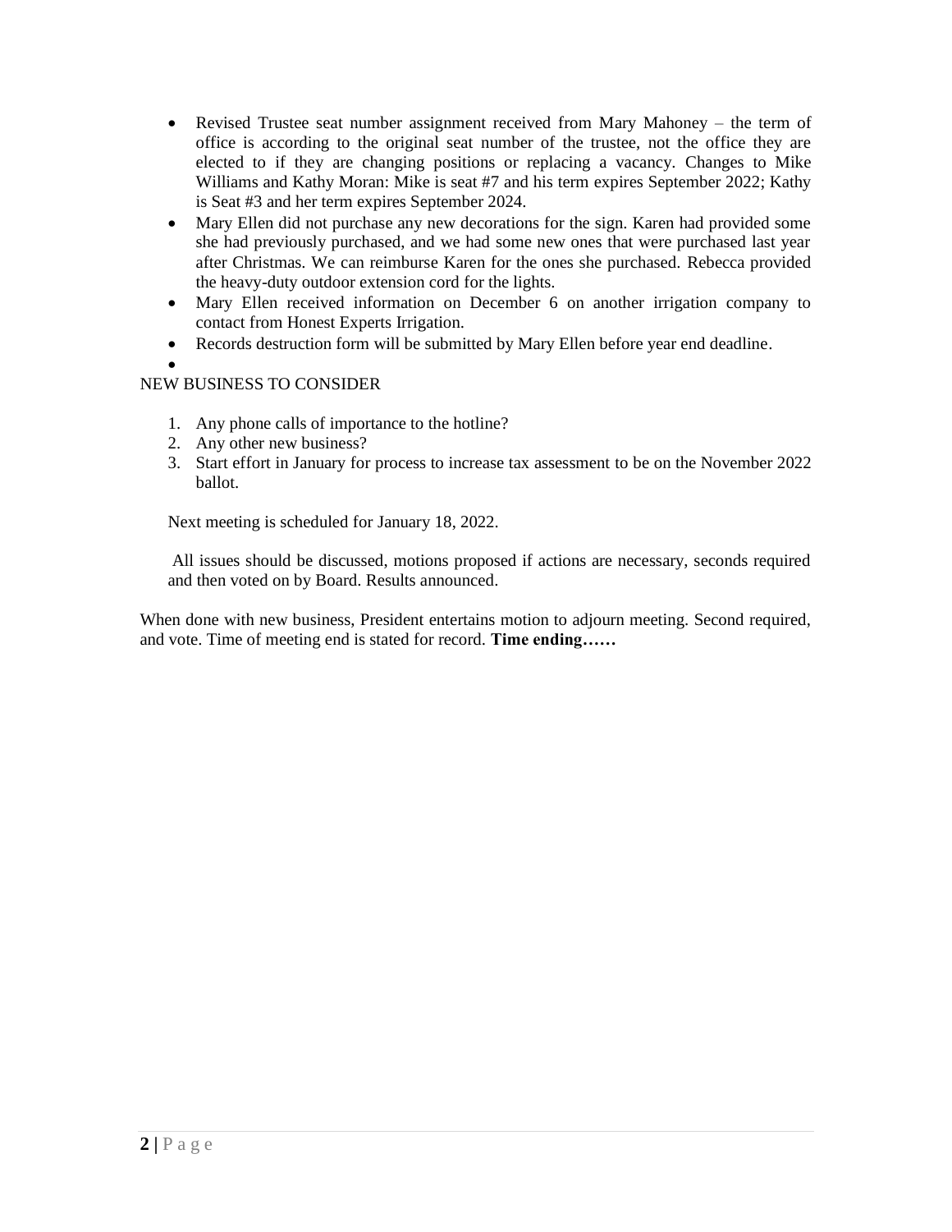- Revised Trustee seat number assignment received from Mary Mahoney – the term of office is according to the original seat number of the trustee, not the office they are elected to if they are changing positions or replacing a vacancy. Changes to Mike Williams and Kathy Moran: Mike is seat #7 and his term expires September 2022; Kathy is Seat #3 and her term expires September 2024.
- Mary Ellen did not purchase any new decorations for the sign. Karen had provided some she had previously purchased, and we had some new ones that were purchased last year after Christmas. We can reimburse Karen for the ones she purchased. Rebecca provided the heavy-duty outdoor extension cord for the lights.
- Mary Ellen received information on December 6 on another irrigation company to contact from Honest Experts Irrigation.
- Records destruction form will be submitted by Mary Ellen before year end deadline.
- 

NEW BUSINESS TO CONSIDER

1. Any phone calls of importance to the hotline?
2. Any other new business?
3. Start effort in January for process to increase tax assessment to be on the November 2022 ballot.

Next meeting is scheduled for January 18, 2022.

All issues should be discussed, motions proposed if actions are necessary, seconds required and then voted on by Board. Results announced.

When done with new business, President entertains motion to adjourn meeting. Second required, and vote. Time of meeting end is stated for record. **Time ending……**